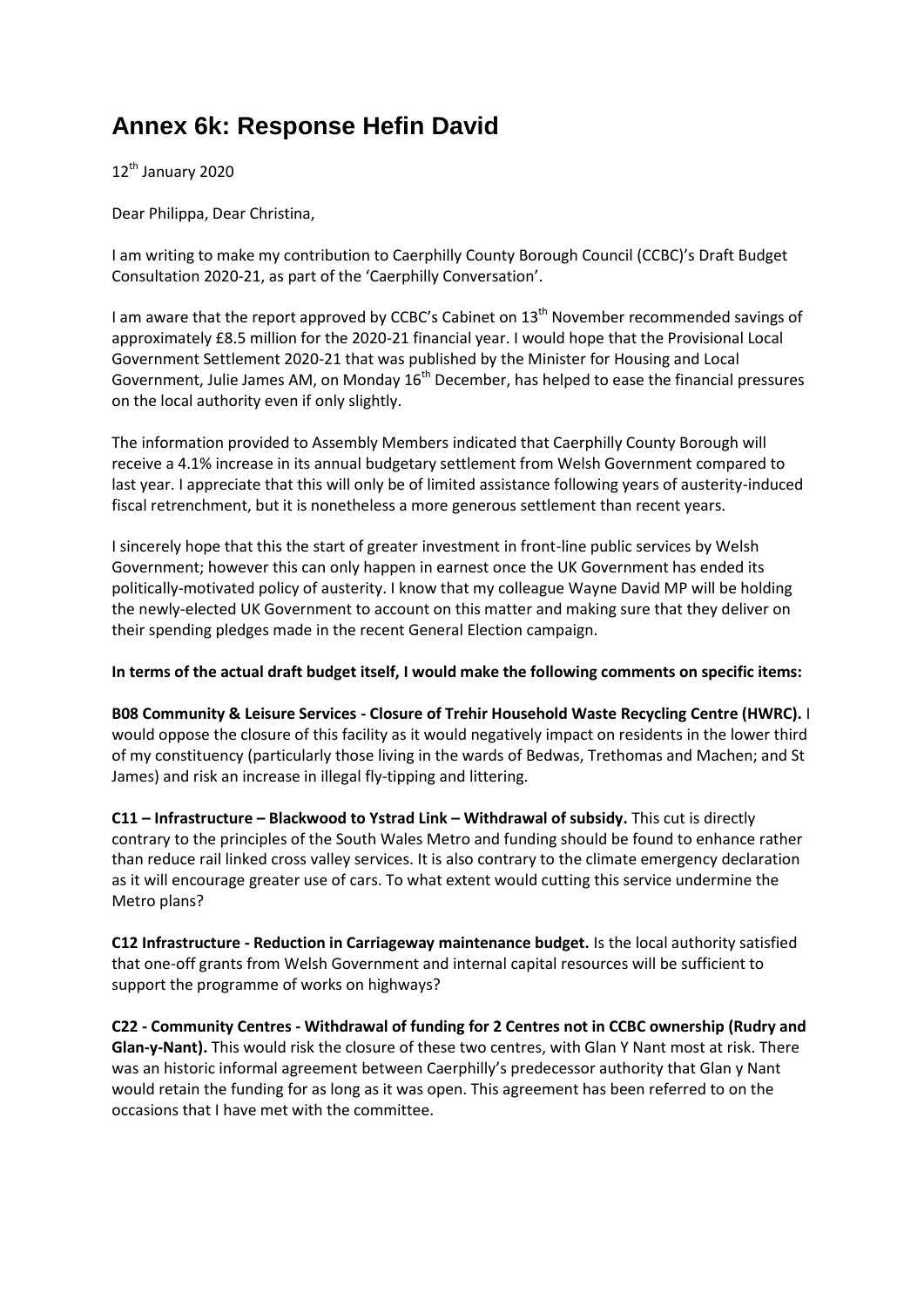# Annex 6k: Response Hefin David

12th January 2020

Dear Philippa, Dear Christina,

I am writing to make my contribution to Caerphilly County Borough Council (CCBC)'s Draft Budget Consultation 2020-21, as part of the 'Caerphilly Conversation'.

I am aware that the report approved by CCBC's Cabinet on 13th November recommended savings of approximately £8.5 million for the 2020-21 financial year. I would hope that the Provisional Local Government Settlement 2020-21 that was published by the Minister for Housing and Local Government, Julie James AM, on Monday 16th December, has helped to ease the financial pressures on the local authority even if only slightly.

The information provided to Assembly Members indicated that Caerphilly County Borough will receive a 4.1% increase in its annual budgetary settlement from Welsh Government compared to last year. I appreciate that this will only be of limited assistance following years of austerity-induced fiscal retrenchment, but it is nonetheless a more generous settlement than recent years.

I sincerely hope that this the start of greater investment in front-line public services by Welsh Government; however this can only happen in earnest once the UK Government has ended its politically-motivated policy of austerity. I know that my colleague Wayne David MP will be holding the newly-elected UK Government to account on this matter and making sure that they deliver on their spending pledges made in the recent General Election campaign.

**In terms of the actual draft budget itself, I would make the following comments on specific items:**

**B08 Community & Leisure Services - Closure of Trehir Household Waste Recycling Centre (HWRC).** I would oppose the closure of this facility as it would negatively impact on residents in the lower third of my constituency (particularly those living in the wards of Bedwas, Trethomas and Machen; and St James) and risk an increase in illegal fly-tipping and littering.

**C11 – Infrastructure – Blackwood to Ystrad Link – Withdrawal of subsidy.** This cut is directly contrary to the principles of the South Wales Metro and funding should be found to enhance rather than reduce rail linked cross valley services. It is also contrary to the climate emergency declaration as it will encourage greater use of cars. To what extent would cutting this service undermine the Metro plans?

**C12 Infrastructure - Reduction in Carriageway maintenance budget.** Is the local authority satisfied that one-off grants from Welsh Government and internal capital resources will be sufficient to support the programme of works on highways?

**C22 - Community Centres - Withdrawal of funding for 2 Centres not in CCBC ownership (Rudry and Glan-y-Nant).** This would risk the closure of these two centres, with Glan Y Nant most at risk. There was an historic informal agreement between Caerphilly's predecessor authority that Glan y Nant would retain the funding for as long as it was open. This agreement has been referred to on the occasions that I have met with the committee.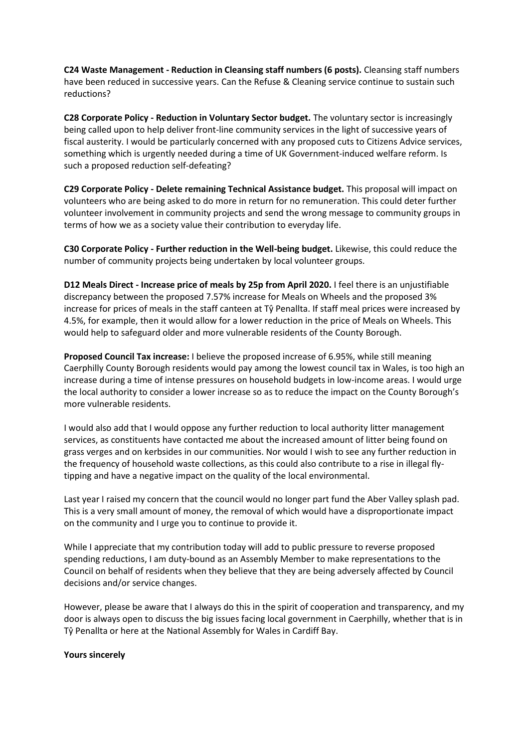**C24 Waste Management - Reduction in Cleansing staff numbers (6 posts).** Cleansing staff numbers have been reduced in successive years. Can the Refuse & Cleaning service continue to sustain such reductions?

**C28 Corporate Policy - Reduction in Voluntary Sector budget.** The voluntary sector is increasingly being called upon to help deliver front-line community services in the light of successive years of fiscal austerity. I would be particularly concerned with any proposed cuts to Citizens Advice services, something which is urgently needed during a time of UK Government-induced welfare reform. Is such a proposed reduction self-defeating?

**C29 Corporate Policy - Delete remaining Technical Assistance budget.** This proposal will impact on volunteers who are being asked to do more in return for no remuneration. This could deter further volunteer involvement in community projects and send the wrong message to community groups in terms of how we as a society value their contribution to everyday life.

**C30 Corporate Policy - Further reduction in the Well-being budget.** Likewise, this could reduce the number of community projects being undertaken by local volunteer groups.

**D12 Meals Direct - Increase price of meals by 25p from April 2020.** I feel there is an unjustifiable discrepancy between the proposed 7.57% increase for Meals on Wheels and the proposed 3% increase for prices of meals in the staff canteen at Tŷ Penallta. If staff meal prices were increased by 4.5%, for example, then it would allow for a lower reduction in the price of Meals on Wheels. This would help to safeguard older and more vulnerable residents of the County Borough.

**Proposed Council Tax increase:** I believe the proposed increase of 6.95%, while still meaning Caerphilly County Borough residents would pay among the lowest council tax in Wales, is too high an increase during a time of intense pressures on household budgets in low-income areas. I would urge the local authority to consider a lower increase so as to reduce the impact on the County Borough's more vulnerable residents.

I would also add that I would oppose any further reduction to local authority litter management services, as constituents have contacted me about the increased amount of litter being found on grass verges and on kerbsides in our communities. Nor would I wish to see any further reduction in the frequency of household waste collections, as this could also contribute to a rise in illegal fly-tipping and have a negative impact on the quality of the local environmental.

Last year I raised my concern that the council would no longer part fund the Aber Valley splash pad. This is a very small amount of money, the removal of which would have a disproportionate impact on the community and I urge you to continue to provide it.

While I appreciate that my contribution today will add to public pressure to reverse proposed spending reductions, I am duty-bound as an Assembly Member to make representations to the Council on behalf of residents when they believe that they are being adversely affected by Council decisions and/or service changes.

However, please be aware that I always do this in the spirit of cooperation and transparency, and my door is always open to discuss the big issues facing local government in Caerphilly, whether that is in Tŷ Penallta or here at the National Assembly for Wales in Cardiff Bay.

**Yours sincerely**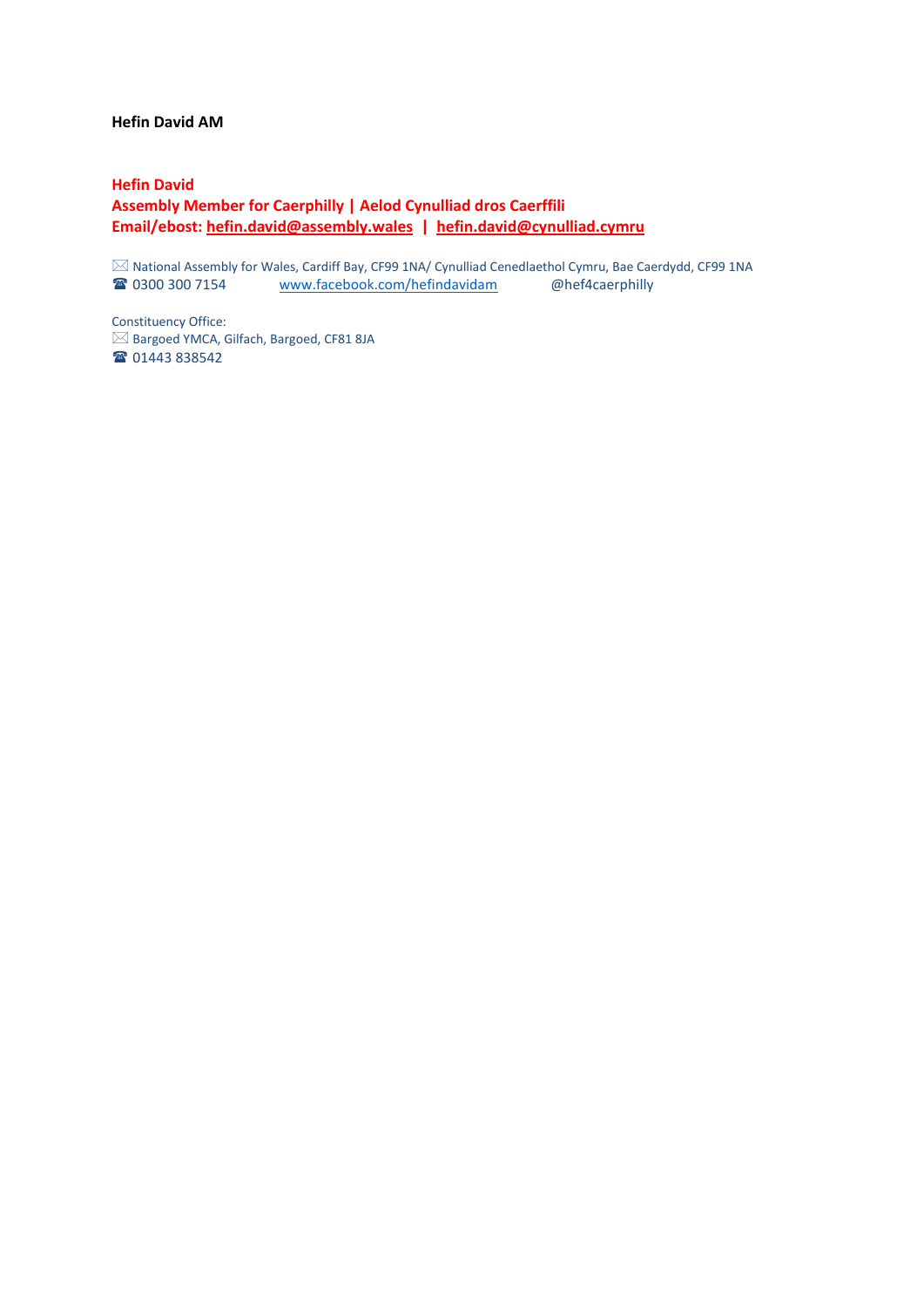**Hefin David AM**

**Hefin David**
**Assembly Member for Caerphilly | Aelod Cynulliad dros Caerffili**
**Email/ebost: hefin.david@assembly.wales | hefin.david@cynulliad.cymru**

✉ National Assembly for Wales, Cardiff Bay, CF99 1NA/ Cynulliad Cenedlaethol Cymru, Bae Caerdydd, CF99 1NA
☎ 0300 300 7154 www.facebook.com/hefindavidam @hef4caerphilly

Constituency Office:
✉ Bargoed YMCA, Gilfach, Bargoed, CF81 8JA
☎ 01443 838542